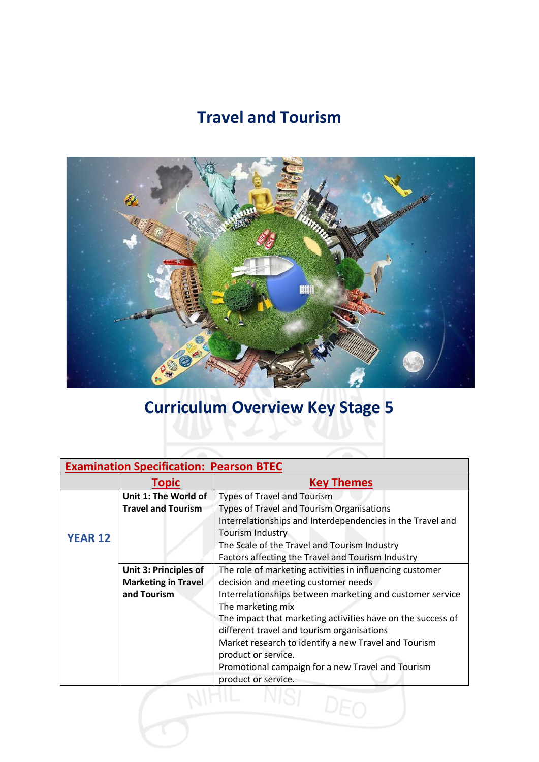# Travel and Tourism

## Curriculum Overview Key Stage 5

| **Examination Specification: Pearson BTEC** | | |
|---|---|---|
| | **Topic** | **Key Themes** |
| **YEAR 12** | **Unit 1: The World of Travel and Tourism** | Types of Travel and Tourism<br>Types of Travel and Tourism Organisations<br>Interrelationships and Interdependencies in the Travel and Tourism Industry<br>The Scale of the Travel and Tourism Industry<br>Factors affecting the Travel and Tourism Industry |
| | **Unit 3: Principles of Marketing in Travel and Tourism** | The role of marketing activities in influencing customer decision and meeting customer needs<br>Interrelationships between marketing and customer service<br>The marketing mix<br>The impact that marketing activities have on the success of different travel and tourism organisations<br>Market research to identify a new Travel and Tourism product or service.<br>Promotional campaign for a new Travel and Tourism product or service. |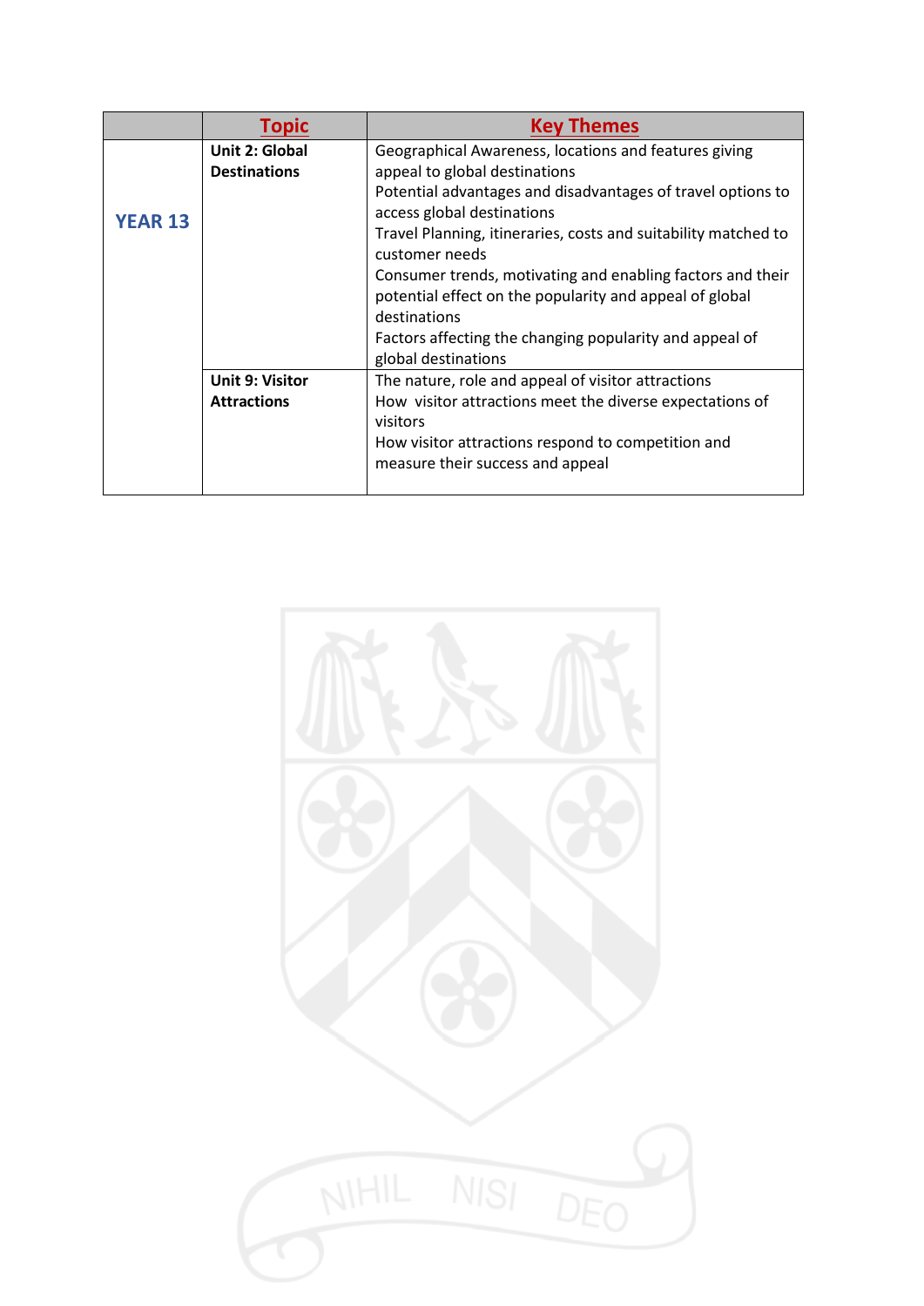| | Topic | Key Themes |
| --- | --- | --- |
| **YEAR 13** | **Unit 2: Global Destinations** | Geographical Awareness, locations and features giving appeal to global destinations<br>Potential advantages and disadvantages of travel options to access global destinations<br>Travel Planning, itineraries, costs and suitability matched to customer needs<br>Consumer trends, motivating and enabling factors and their potential effect on the popularity and appeal of global destinations<br>Factors affecting the changing popularity and appeal of global destinations |
| | **Unit 9: Visitor Attractions** | The nature, role and appeal of visitor attractions<br>How visitor attractions meet the diverse expectations of visitors<br>How visitor attractions respond to competition and measure their success and appeal |